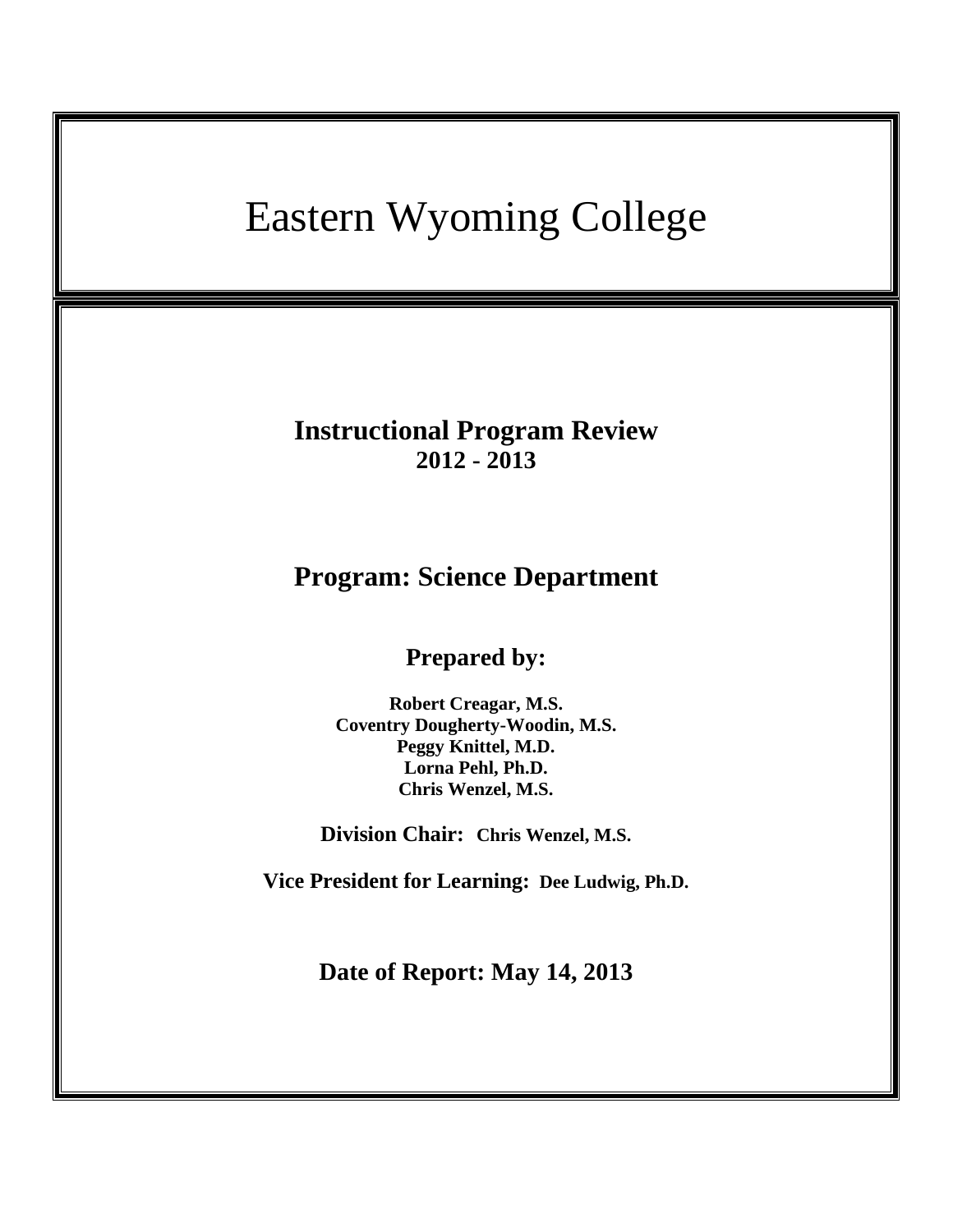# Eastern Wyoming College

## Instructional Program Review
**2012 - 2013**

## Program: Science Department

### Prepared by:

**Robert Creagar, M.S.**
**Coventry Dougherty-Woodin, M.S.**
**Peggy Knittel, M.D.**
**Lorna Pehl, Ph.D.**
**Chris Wenzel, M.S.**

**Division Chair: Chris Wenzel, M.S.**

**Vice President for Learning: Dee Ludwig, Ph.D.**

**Date of Report: May 14, 2013**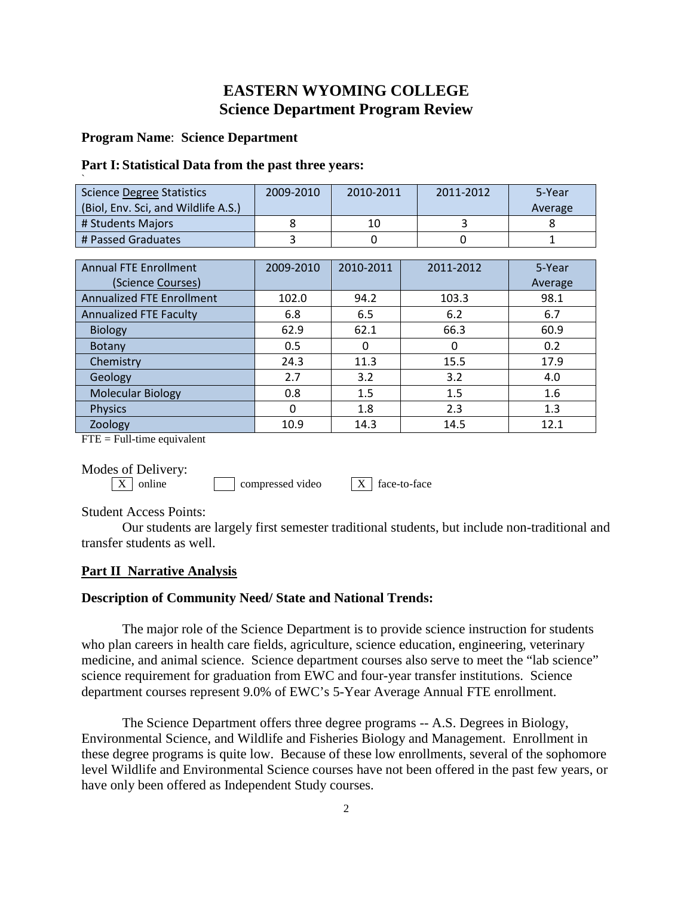# EASTERN WYOMING COLLEGE
## Science Department Program Review

**Program Name**: **Science Department**

**Part I: Statistical Data from the past three years:**

| Science Degree Statistics (Biol, Env. Sci, and Wildlife A.S.) | 2009-2010 | 2010-2011 | 2011-2012 | 5-Year Average |
|---|---|---|---|---|
| # Students Majors | 8 | 10 | 3 | 8 |
| # Passed Graduates | 3 | 0 | 0 | 1 |

| Annual FTE Enrollment (Science Courses) | 2009-2010 | 2010-2011 | 2011-2012 | 5-Year Average |
|---|---|---|---|---|
| Annualized FTE Enrollment | 102.0 | 94.2 | 103.3 | 98.1 |
| Annualized FTE Faculty | 6.8 | 6.5 | 6.2 | 6.7 |
| Biology | 62.9 | 62.1 | 66.3 | 60.9 |
| Botany | 0.5 | 0 | 0 | 0.2 |
| Chemistry | 24.3 | 11.3 | 15.5 | 17.9 |
| Geology | 2.7 | 3.2 | 3.2 | 4.0 |
| Molecular Biology | 0.8 | 1.5 | 1.5 | 1.6 |
| Physics | 0 | 1.8 | 2.3 | 1.3 |
| Zoology | 10.9 | 14.3 | 14.5 | 12.1 |

FTE = Full-time equivalent

Modes of Delivery:

[X] online [ ] compressed video [X] face-to-face

Student Access Points:

Our students are largely first semester traditional students, but include non-traditional and transfer students as well.

## Part II Narrative Analysis

**Description of Community Need/ State and National Trends:**

The major role of the Science Department is to provide science instruction for students who plan careers in health care fields, agriculture, science education, engineering, veterinary medicine, and animal science. Science department courses also serve to meet the "lab science" science requirement for graduation from EWC and four-year transfer institutions. Science department courses represent 9.0% of EWC's 5-Year Average Annual FTE enrollment.

The Science Department offers three degree programs -- A.S. Degrees in Biology, Environmental Science, and Wildlife and Fisheries Biology and Management. Enrollment in these degree programs is quite low. Because of these low enrollments, several of the sophomore level Wildlife and Environmental Science courses have not been offered in the past few years, or have only been offered as Independent Study courses.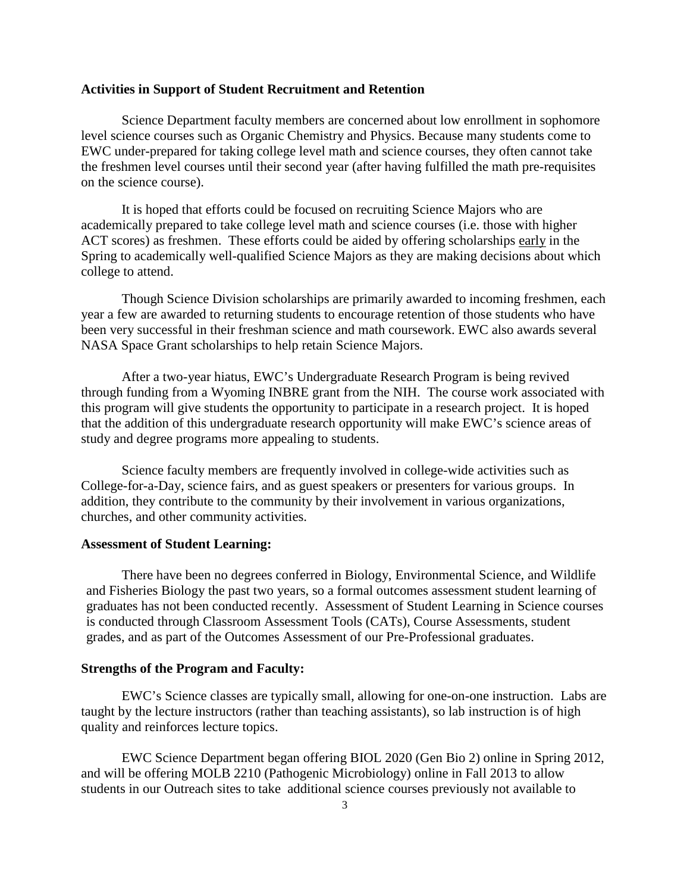**Activities in Support of Student Recruitment and Retention**

Science Department faculty members are concerned about low enrollment in sophomore level science courses such as Organic Chemistry and Physics. Because many students come to EWC under-prepared for taking college level math and science courses, they often cannot take the freshmen level courses until their second year (after having fulfilled the math pre-requisites on the science course).

It is hoped that efforts could be focused on recruiting Science Majors who are academically prepared to take college level math and science courses (i.e. those with higher ACT scores) as freshmen. These efforts could be aided by offering scholarships <u>early</u> in the Spring to academically well-qualified Science Majors as they are making decisions about which college to attend.

Though Science Division scholarships are primarily awarded to incoming freshmen, each year a few are awarded to returning students to encourage retention of those students who have been very successful in their freshman science and math coursework. EWC also awards several NASA Space Grant scholarships to help retain Science Majors.

After a two-year hiatus, EWC's Undergraduate Research Program is being revived through funding from a Wyoming INBRE grant from the NIH. The course work associated with this program will give students the opportunity to participate in a research project. It is hoped that the addition of this undergraduate research opportunity will make EWC's science areas of study and degree programs more appealing to students.

Science faculty members are frequently involved in college-wide activities such as College-for-a-Day, science fairs, and as guest speakers or presenters for various groups. In addition, they contribute to the community by their involvement in various organizations, churches, and other community activities.

**Assessment of Student Learning:**

There have been no degrees conferred in Biology, Environmental Science, and Wildlife and Fisheries Biology the past two years, so a formal outcomes assessment student learning of graduates has not been conducted recently. Assessment of Student Learning in Science courses is conducted through Classroom Assessment Tools (CATs), Course Assessments, student grades, and as part of the Outcomes Assessment of our Pre-Professional graduates.

**Strengths of the Program and Faculty:**

EWC's Science classes are typically small, allowing for one-on-one instruction. Labs are taught by the lecture instructors (rather than teaching assistants), so lab instruction is of high quality and reinforces lecture topics.

EWC Science Department began offering BIOL 2020 (Gen Bio 2) online in Spring 2012, and will be offering MOLB 2210 (Pathogenic Microbiology) online in Fall 2013 to allow students in our Outreach sites to take additional science courses previously not available to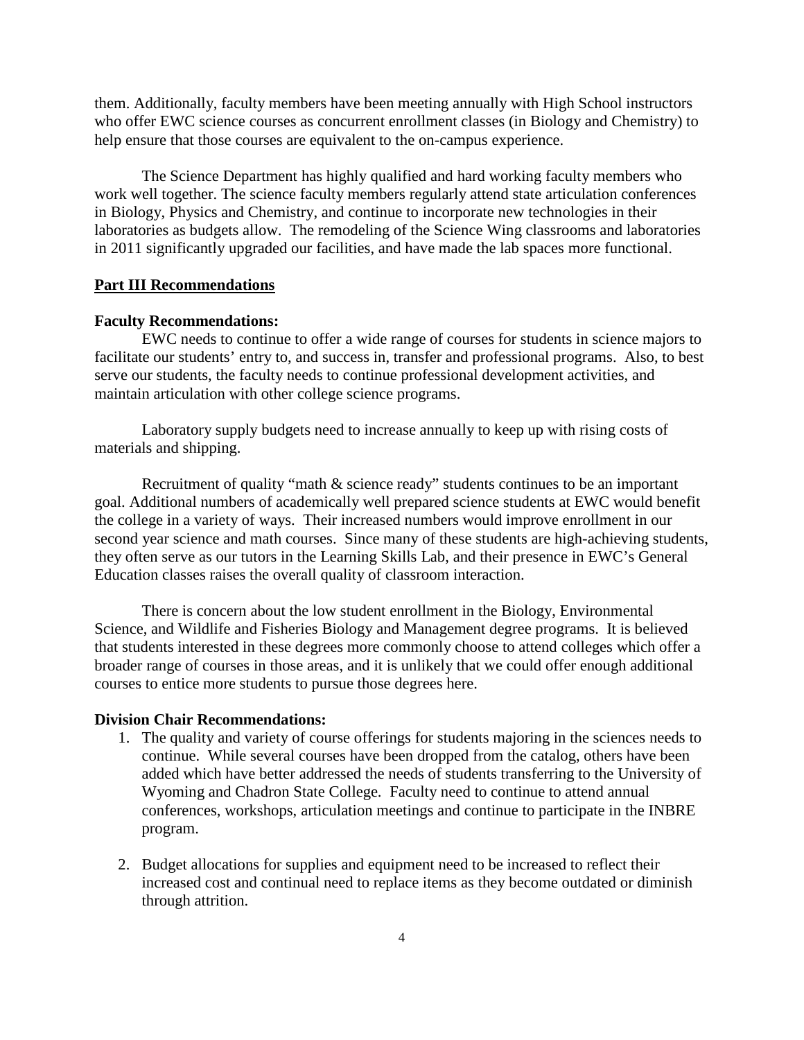them. Additionally, faculty members have been meeting annually with High School instructors who offer EWC science courses as concurrent enrollment classes (in Biology and Chemistry) to help ensure that those courses are equivalent to the on-campus experience.

The Science Department has highly qualified and hard working faculty members who work well together. The science faculty members regularly attend state articulation conferences in Biology, Physics and Chemistry, and continue to incorporate new technologies in their laboratories as budgets allow. The remodeling of the Science Wing classrooms and laboratories in 2011 significantly upgraded our facilities, and have made the lab spaces more functional.

## Part III Recommendations

**Faculty Recommendations:**

EWC needs to continue to offer a wide range of courses for students in science majors to facilitate our students' entry to, and success in, transfer and professional programs. Also, to best serve our students, the faculty needs to continue professional development activities, and maintain articulation with other college science programs.

Laboratory supply budgets need to increase annually to keep up with rising costs of materials and shipping.

Recruitment of quality "math & science ready" students continues to be an important goal. Additional numbers of academically well prepared science students at EWC would benefit the college in a variety of ways. Their increased numbers would improve enrollment in our second year science and math courses. Since many of these students are high-achieving students, they often serve as our tutors in the Learning Skills Lab, and their presence in EWC's General Education classes raises the overall quality of classroom interaction.

There is concern about the low student enrollment in the Biology, Environmental Science, and Wildlife and Fisheries Biology and Management degree programs. It is believed that students interested in these degrees more commonly choose to attend colleges which offer a broader range of courses in those areas, and it is unlikely that we could offer enough additional courses to entice more students to pursue those degrees here.

**Division Chair Recommendations:**

1. The quality and variety of course offerings for students majoring in the sciences needs to continue. While several courses have been dropped from the catalog, others have been added which have better addressed the needs of students transferring to the University of Wyoming and Chadron State College. Faculty need to continue to attend annual conferences, workshops, articulation meetings and continue to participate in the INBRE program.

2. Budget allocations for supplies and equipment need to be increased to reflect their increased cost and continual need to replace items as they become outdated or diminish through attrition.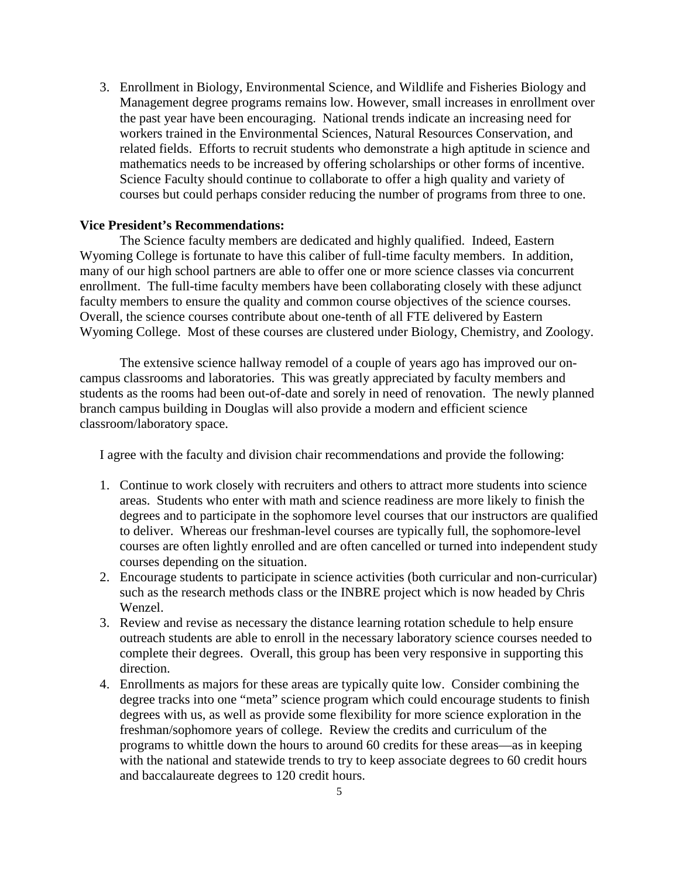3. Enrollment in Biology, Environmental Science, and Wildlife and Fisheries Biology and Management degree programs remains low. However, small increases in enrollment over the past year have been encouraging. National trends indicate an increasing need for workers trained in the Environmental Sciences, Natural Resources Conservation, and related fields. Efforts to recruit students who demonstrate a high aptitude in science and mathematics needs to be increased by offering scholarships or other forms of incentive. Science Faculty should continue to collaborate to offer a high quality and variety of courses but could perhaps consider reducing the number of programs from three to one.

**Vice President's Recommendations:**

The Science faculty members are dedicated and highly qualified. Indeed, Eastern Wyoming College is fortunate to have this caliber of full-time faculty members. In addition, many of our high school partners are able to offer one or more science classes via concurrent enrollment. The full-time faculty members have been collaborating closely with these adjunct faculty members to ensure the quality and common course objectives of the science courses. Overall, the science courses contribute about one-tenth of all FTE delivered by Eastern Wyoming College. Most of these courses are clustered under Biology, Chemistry, and Zoology.

The extensive science hallway remodel of a couple of years ago has improved our on-campus classrooms and laboratories. This was greatly appreciated by faculty members and students as the rooms had been out-of-date and sorely in need of renovation. The newly planned branch campus building in Douglas will also provide a modern and efficient science classroom/laboratory space.

I agree with the faculty and division chair recommendations and provide the following:

1. Continue to work closely with recruiters and others to attract more students into science areas. Students who enter with math and science readiness are more likely to finish the degrees and to participate in the sophomore level courses that our instructors are qualified to deliver. Whereas our freshman-level courses are typically full, the sophomore-level courses are often lightly enrolled and are often cancelled or turned into independent study courses depending on the situation.
2. Encourage students to participate in science activities (both curricular and non-curricular) such as the research methods class or the INBRE project which is now headed by Chris Wenzel.
3. Review and revise as necessary the distance learning rotation schedule to help ensure outreach students are able to enroll in the necessary laboratory science courses needed to complete their degrees. Overall, this group has been very responsive in supporting this direction.
4. Enrollments as majors for these areas are typically quite low. Consider combining the degree tracks into one "meta" science program which could encourage students to finish degrees with us, as well as provide some flexibility for more science exploration in the freshman/sophomore years of college. Review the credits and curriculum of the programs to whittle down the hours to around 60 credits for these areas—as in keeping with the national and statewide trends to try to keep associate degrees to 60 credit hours and baccalaureate degrees to 120 credit hours.